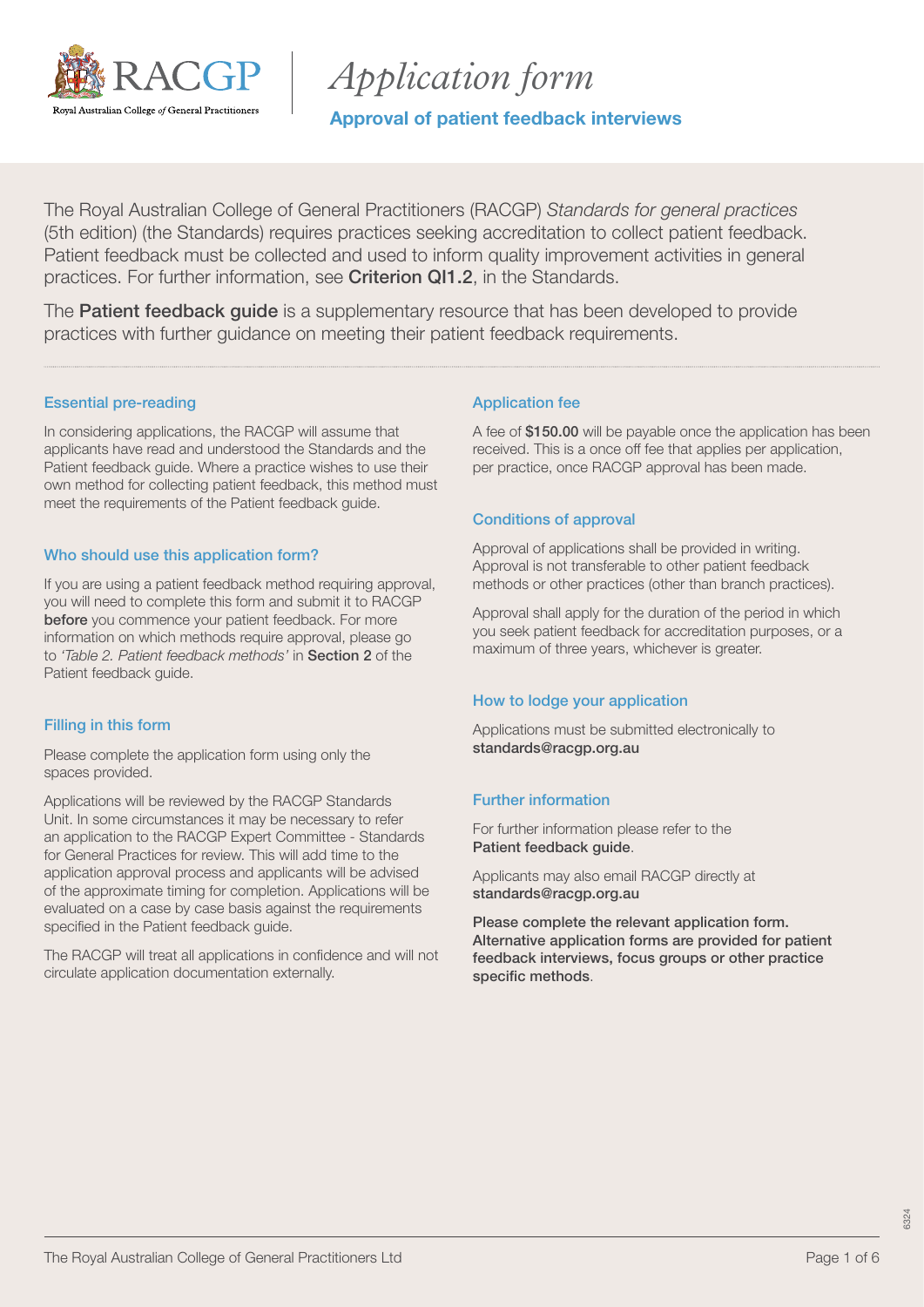# Application form

## Approval of patient feedback interviews

The Royal Australian College of General Practitioners (RACGP) *Standards for general practices* (5th edition) (the Standards) requires practices seeking accreditation to collect patient feedback. Patient feedback must be collected and used to inform quality improvement activities in general practices. For further information, see **Criterion QI1.2**, in the Standards.

The **Patient feedback guide** is a supplementary resource that has been developed to provide practices with further guidance on meeting their patient feedback requirements.

### Essential pre-reading

In considering applications, the RACGP will assume that applicants have read and understood the Standards and the Patient feedback guide. Where a practice wishes to use their own method for collecting patient feedback, this method must meet the requirements of the Patient feedback guide.

### Who should use this application form?

If you are using a patient feedback method requiring approval, you will need to complete this form and submit it to RACGP **before** you commence your patient feedback. For more information on which methods require approval, please go to *'Table 2. Patient feedback methods'* in **Section 2** of the Patient feedback guide.

### Filling in this form

Please complete the application form using only the spaces provided.

Applications will be reviewed by the RACGP Standards Unit. In some circumstances it may be necessary to refer an application to the RACGP Expert Committee - Standards for General Practices for review. This will add time to the application approval process and applicants will be advised of the approximate timing for completion. Applications will be evaluated on a case by case basis against the requirements specified in the Patient feedback guide.

The RACGP will treat all applications in confidence and will not circulate application documentation externally.

### Application fee

A fee of **$150.00** will be payable once the application has been received. This is a once off fee that applies per application, per practice, once RACGP approval has been made.

### Conditions of approval

Approval of applications shall be provided in writing. Approval is not transferable to other patient feedback methods or other practices (other than branch practices).

Approval shall apply for the duration of the period in which you seek patient feedback for accreditation purposes, or a maximum of three years, whichever is greater.

### How to lodge your application

Applications must be submitted electronically to **standards@racgp.org.au**

### Further information

For further information please refer to the **Patient feedback guide**.

Applicants may also email RACGP directly at **standards@racgp.org.au**

**Please complete the relevant application form. Alternative application forms are provided for patient feedback interviews, focus groups or other practice specific methods**.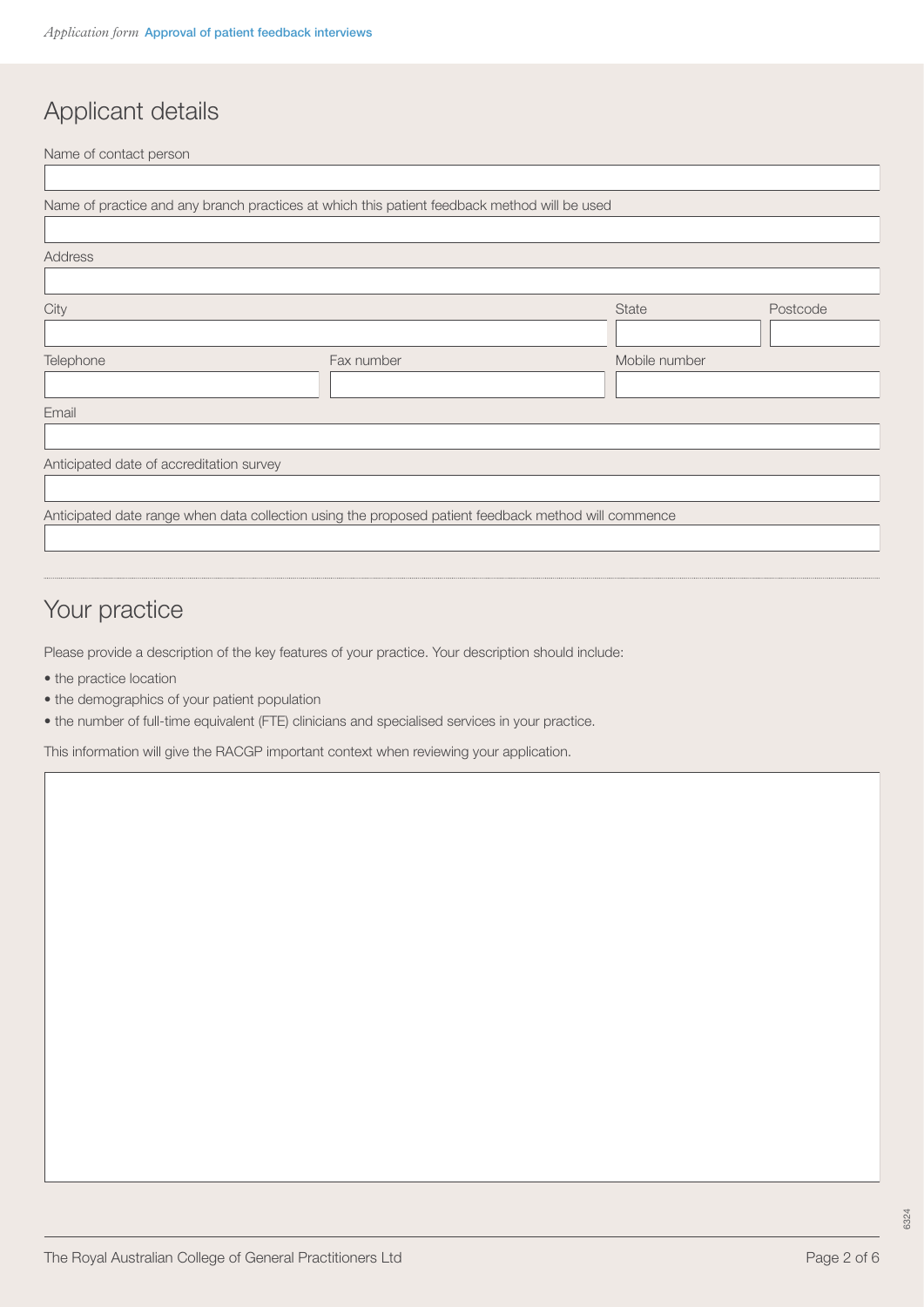## Applicant details

Name of contact person

Name of practice and any branch practices at which this patient feedback method will be used

Address

City

State

Postcode

Telephone

Fax number

Mobile number

Email

Anticipated date of accreditation survey

Anticipated date range when data collection using the proposed patient feedback method will commence

## Your practice

Please provide a description of the key features of your practice. Your description should include:

- the practice location
- the demographics of your patient population
- the number of full-time equivalent (FTE) clinicians and specialised services in your practice.

This information will give the RACGP important context when reviewing your application.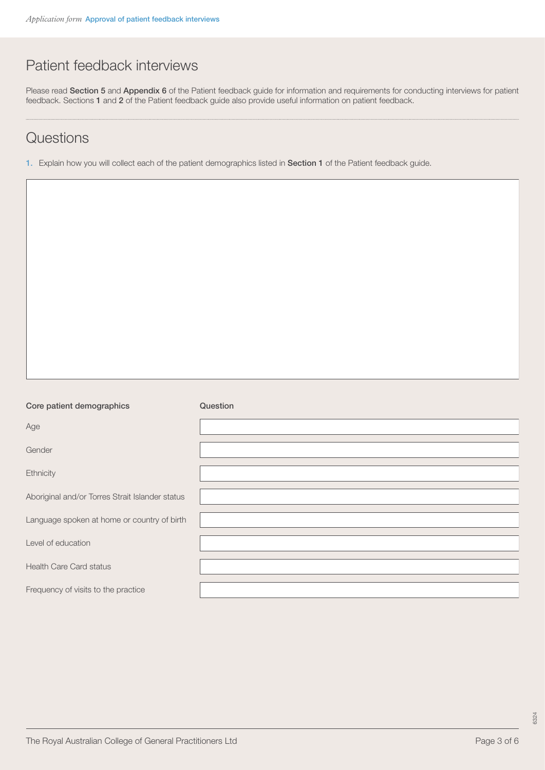# Patient feedback interviews

Please read **Section 5** and **Appendix 6** of the Patient feedback guide for information and requirements for conducting interviews for patient feedback. Sections **1** and **2** of the Patient feedback guide also provide useful information on patient feedback.

## Questions

1. Explain how you will collect each of the patient demographics listed in **Section 1** of the Patient feedback guide.

| **Core patient demographics** | **Question** |
|---|---|
| Age | |
| Gender | |
| Ethnicity | |
| Aboriginal and/or Torres Strait Islander status | |
| Language spoken at home or country of birth | |
| Level of education | |
| Health Care Card status | |
| Frequency of visits to the practice | |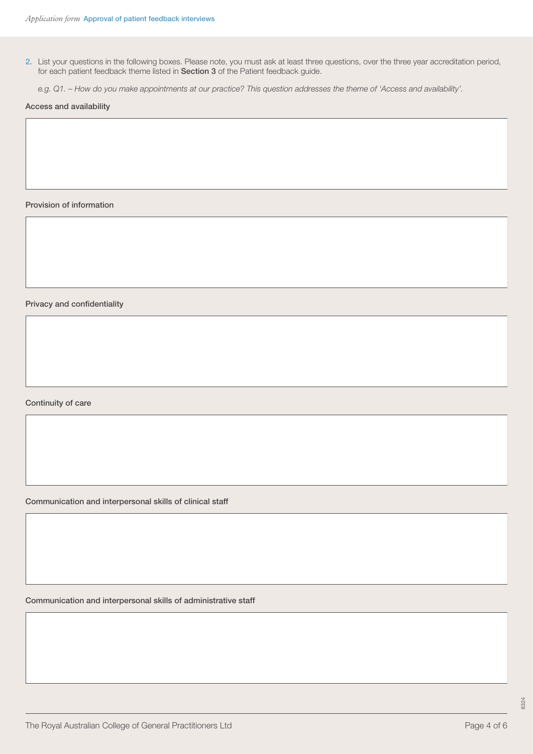2. List your questions in the following boxes. Please note, you must ask at least three questions, over the three year accreditation period, for each patient feedback theme listed in **Section 3** of the Patient feedback guide.

   *e.g. Q1. – How do you make appointments at our practice? This question addresses the theme of 'Access and availability'.*

**Access and availability**

**Provision of information**

**Privacy and confidentiality**

**Continuity of care**

**Communication and interpersonal skills of clinical staff**

**Communication and interpersonal skills of administrative staff**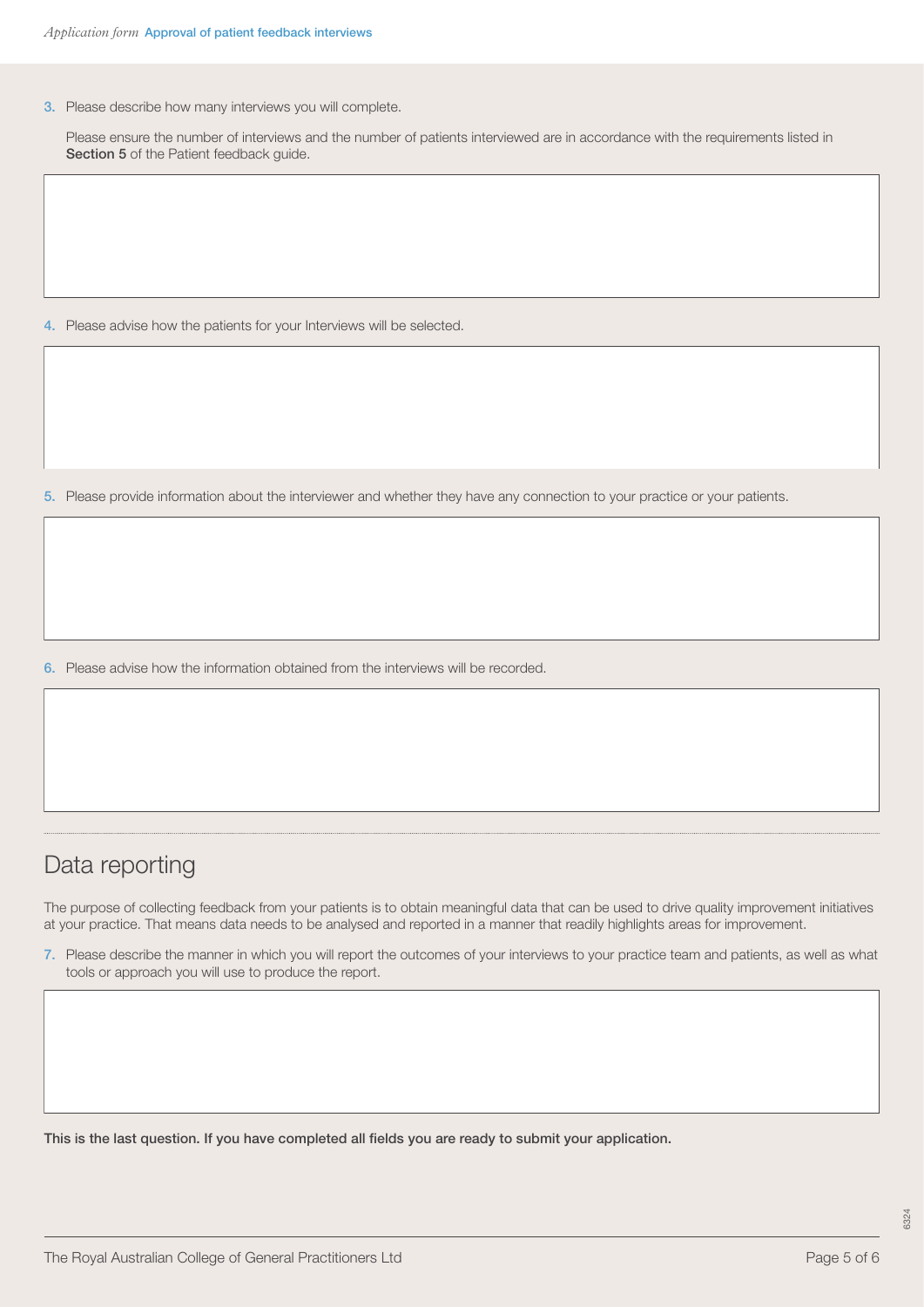3. Please describe how many interviews you will complete.

   Please ensure the number of interviews and the number of patients interviewed are in accordance with the requirements listed in **Section 5** of the Patient feedback guide.

4. Please advise how the patients for your Interviews will be selected.

5. Please provide information about the interviewer and whether they have any connection to your practice or your patients.

6. Please advise how the information obtained from the interviews will be recorded.

## Data reporting

The purpose of collecting feedback from your patients is to obtain meaningful data that can be used to drive quality improvement initiatives at your practice. That means data needs to be analysed and reported in a manner that readily highlights areas for improvement.

7. Please describe the manner in which you will report the outcomes of your interviews to your practice team and patients, as well as what tools or approach you will use to produce the report.

**This is the last question. If you have completed all fields you are ready to submit your application.**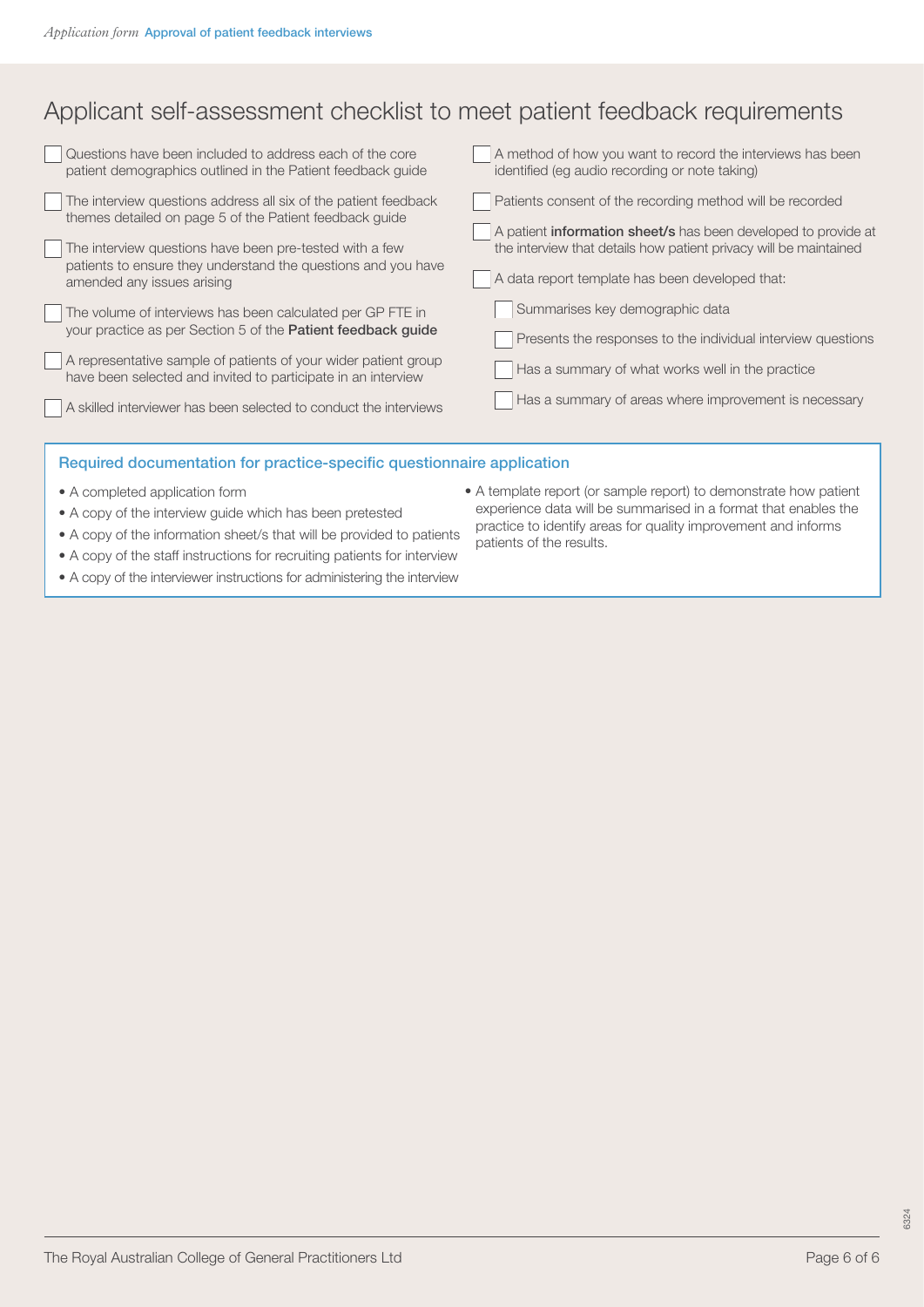## Applicant self-assessment checklist to meet patient feedback requirements

- [ ] Questions have been included to address each of the core patient demographics outlined in the Patient feedback guide
- [ ] The interview questions address all six of the patient feedback themes detailed on page 5 of the Patient feedback guide
- [ ] The interview questions have been pre-tested with a few patients to ensure they understand the questions and you have amended any issues arising
- [ ] The volume of interviews has been calculated per GP FTE in your practice as per Section 5 of the **Patient feedback guide**
- [ ] A representative sample of patients of your wider patient group have been selected and invited to participate in an interview
- [ ] A skilled interviewer has been selected to conduct the interviews
- [ ] A method of how you want to record the interviews has been identified (eg audio recording or note taking)
- [ ] Patients consent of the recording method will be recorded
- [ ] A patient **information sheet/s** has been developed to provide at the interview that details how patient privacy will be maintained
- [ ] A data report template has been developed that:
  - [ ] Summarises key demographic data
  - [ ] Presents the responses to the individual interview questions
  - [ ] Has a summary of what works well in the practice
  - [ ] Has a summary of areas where improvement is necessary

### Required documentation for practice-specific questionnaire application

- A completed application form
- A copy of the interview guide which has been pretested
- A copy of the information sheet/s that will be provided to patients
- A copy of the staff instructions for recruiting patients for interview
- A copy of the interviewer instructions for administering the interview
- A template report (or sample report) to demonstrate how patient experience data will be summarised in a format that enables the practice to identify areas for quality improvement and informs patients of the results.